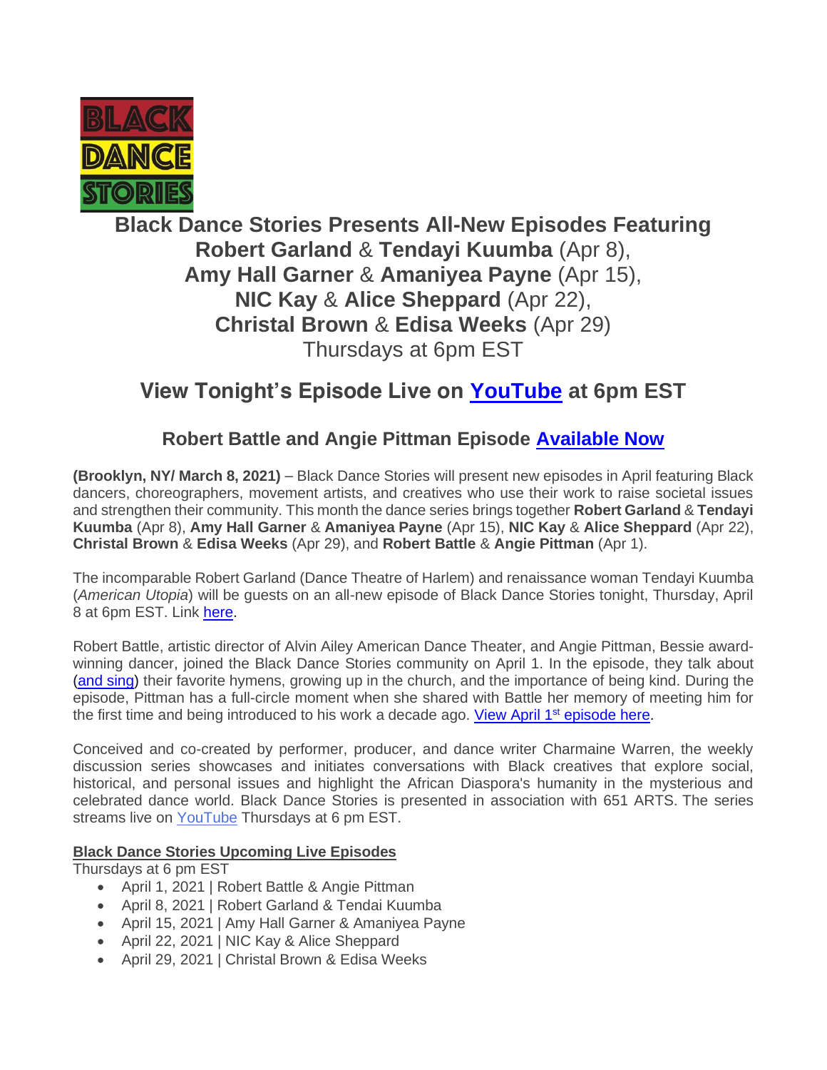BLACK DANCE STORIES

# Black Dance Stories Presents All-New Episodes Featuring **Robert Garland** & **Tendayi Kuumba** (Apr 8), **Amy Hall Garner** & **Amaniyea Payne** (Apr 15), **NIC Kay** & **Alice Sheppard** (Apr 22), **Christal Brown** & **Edisa Weeks** (Apr 29) Thursdays at 6pm EST

## View Tonight's Episode Live on [YouTube](#) at 6pm EST

### Robert Battle and Angie Pittman Episode [Available Now](#)

**(Brooklyn, NY/ March 8, 2021)** – Black Dance Stories will present new episodes in April featuring Black dancers, choreographers, movement artists, and creatives who use their work to raise societal issues and strengthen their community. This month the dance series brings together **Robert Garland** & **Tendayi Kuumba** (Apr 8), **Amy Hall Garner** & **Amaniyea Payne** (Apr 15), **NIC Kay** & **Alice Sheppard** (Apr 22), **Christal Brown** & **Edisa Weeks** (Apr 29), and **Robert Battle** & **Angie Pittman** (Apr 1).

The incomparable Robert Garland (Dance Theatre of Harlem) and renaissance woman Tendayi Kuumba (*American Utopia*) will be guests on an all-new episode of Black Dance Stories tonight, Thursday, April 8 at 6pm EST. Link [here](#).

Robert Battle, artistic director of Alvin Ailey American Dance Theater, and Angie Pittman, Bessie award-winning dancer, joined the Black Dance Stories community on April 1. In the episode, they talk about ([and sing](#)) their favorite hymens, growing up in the church, and the importance of being kind. During the episode, Pittman has a full-circle moment when she shared with Battle her memory of meeting him for the first time and being introduced to his work a decade ago. [View April 1st episode here](#).

Conceived and co-created by performer, producer, and dance writer Charmaine Warren, the weekly discussion series showcases and initiates conversations with Black creatives that explore social, historical, and personal issues and highlight the African Diaspora's humanity in the mysterious and celebrated dance world. Black Dance Stories is presented in association with 651 ARTS. The series streams live on [YouTube](#) Thursdays at 6 pm EST.

**Black Dance Stories Upcoming Live Episodes**

Thursdays at 6 pm EST

- April 1, 2021 | Robert Battle & Angie Pittman
- April 8, 2021 | Robert Garland & Tendai Kuumba
- April 15, 2021 | Amy Hall Garner & Amaniyea Payne
- April 22, 2021 | NIC Kay & Alice Sheppard
- April 29, 2021 | Christal Brown & Edisa Weeks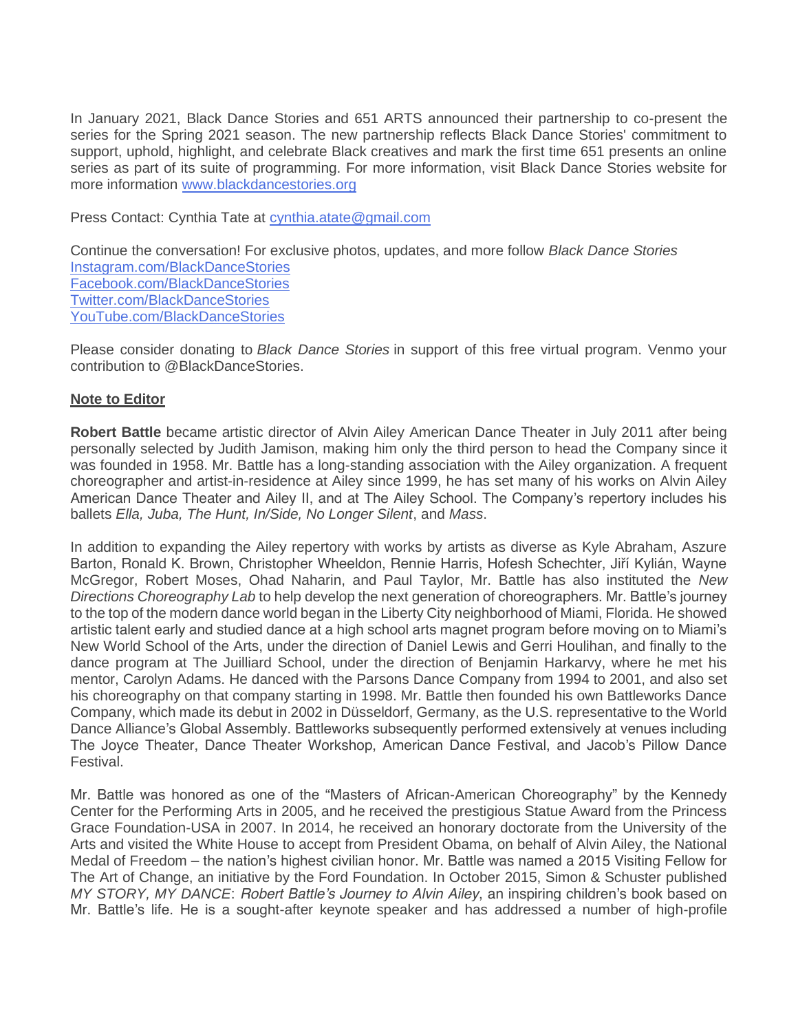In January 2021, Black Dance Stories and 651 ARTS announced their partnership to co-present the series for the Spring 2021 season. The new partnership reflects Black Dance Stories' commitment to support, uphold, highlight, and celebrate Black creatives and mark the first time 651 presents an online series as part of its suite of programming. For more information, visit Black Dance Stories website for more information [www.blackdancestories.org](http://www.blackdancestories.org)

Press Contact: Cynthia Tate at [cynthia.atate@gmail.com](mailto:cynthia.atate@gmail.com)

Continue the conversation! For exclusive photos, updates, and more follow *Black Dance Stories*
[Instagram.com/BlackDanceStories](https://Instagram.com/BlackDanceStories)
[Facebook.com/BlackDanceStories](https://Facebook.com/BlackDanceStories)
[Twitter.com/BlackDanceStories](https://Twitter.com/BlackDanceStories)
[YouTube.com/BlackDanceStories](https://YouTube.com/BlackDanceStories)

Please consider donating to *Black Dance Stories* in support of this free virtual program. Venmo your contribution to @BlackDanceStories.

**Note to Editor**

**Robert Battle** became artistic director of Alvin Ailey American Dance Theater in July 2011 after being personally selected by Judith Jamison, making him only the third person to head the Company since it was founded in 1958. Mr. Battle has a long-standing association with the Ailey organization. A frequent choreographer and artist-in-residence at Ailey since 1999, he has set many of his works on Alvin Ailey American Dance Theater and Ailey II, and at The Ailey School. The Company's repertory includes his ballets *Ella, Juba, The Hunt, In/Side, No Longer Silent*, and *Mass*.

In addition to expanding the Ailey repertory with works by artists as diverse as Kyle Abraham, Aszure Barton, Ronald K. Brown, Christopher Wheeldon, Rennie Harris, Hofesh Schechter, Jiří Kylián, Wayne McGregor, Robert Moses, Ohad Naharin, and Paul Taylor, Mr. Battle has also instituted the *New Directions Choreography Lab* to help develop the next generation of choreographers. Mr. Battle's journey to the top of the modern dance world began in the Liberty City neighborhood of Miami, Florida. He showed artistic talent early and studied dance at a high school arts magnet program before moving on to Miami's New World School of the Arts, under the direction of Daniel Lewis and Gerri Houlihan, and finally to the dance program at The Juilliard School, under the direction of Benjamin Harkarvy, where he met his mentor, Carolyn Adams. He danced with the Parsons Dance Company from 1994 to 2001, and also set his choreography on that company starting in 1998. Mr. Battle then founded his own Battleworks Dance Company, which made its debut in 2002 in Düsseldorf, Germany, as the U.S. representative to the World Dance Alliance's Global Assembly. Battleworks subsequently performed extensively at venues including The Joyce Theater, Dance Theater Workshop, American Dance Festival, and Jacob's Pillow Dance Festival.

Mr. Battle was honored as one of the "Masters of African-American Choreography" by the Kennedy Center for the Performing Arts in 2005, and he received the prestigious Statue Award from the Princess Grace Foundation-USA in 2007. In 2014, he received an honorary doctorate from the University of the Arts and visited the White House to accept from President Obama, on behalf of Alvin Ailey, the National Medal of Freedom – the nation's highest civilian honor. Mr. Battle was named a 2015 Visiting Fellow for The Art of Change, an initiative by the Ford Foundation. In October 2015, Simon & Schuster published *MY STORY, MY DANCE*: *Robert Battle's Journey to Alvin Ailey*, an inspiring children's book based on Mr. Battle's life. He is a sought-after keynote speaker and has addressed a number of high-profile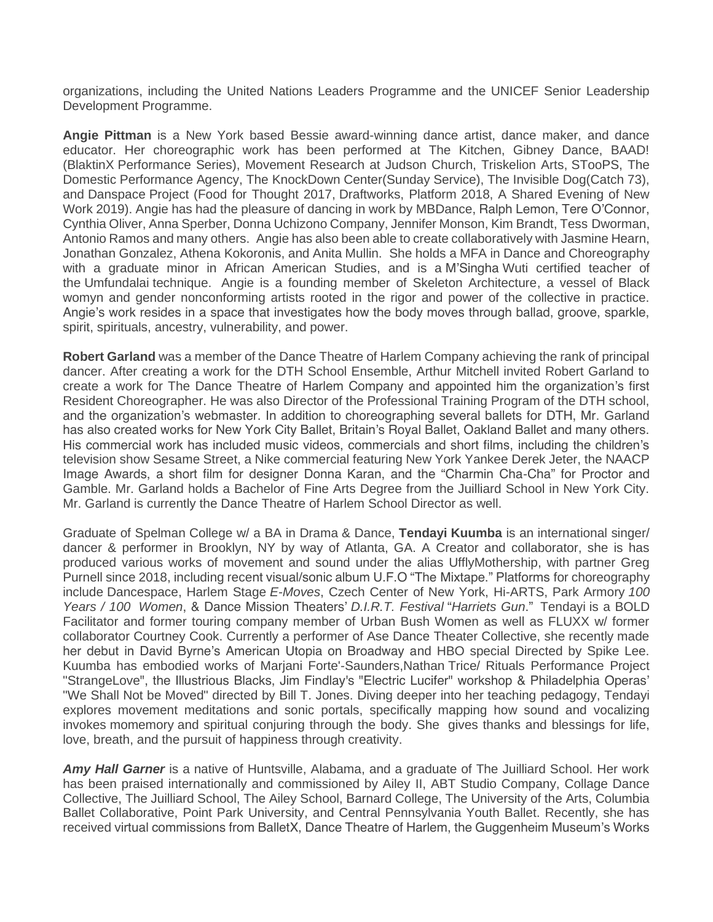organizations, including the United Nations Leaders Programme and the UNICEF Senior Leadership Development Programme.

**Angie Pittman** is a New York based Bessie award-winning dance artist, dance maker, and dance educator. Her choreographic work has been performed at The Kitchen, Gibney Dance, BAAD! (BlaktinX Performance Series), Movement Research at Judson Church, Triskelion Arts, STooPS, The Domestic Performance Agency, The KnockDown Center(Sunday Service), The Invisible Dog(Catch 73), and Danspace Project (Food for Thought 2017, Draftworks, Platform 2018, A Shared Evening of New Work 2019). Angie has had the pleasure of dancing in work by MBDance, Ralph Lemon, Tere O'Connor, Cynthia Oliver, Anna Sperber, Donna Uchizono Company, Jennifer Monson, Kim Brandt, Tess Dworman, Antonio Ramos and many others. Angie has also been able to create collaboratively with Jasmine Hearn, Jonathan Gonzalez, Athena Kokoronis, and Anita Mullin. She holds a MFA in Dance and Choreography with a graduate minor in African American Studies, and is a M'Singha Wuti certified teacher of the Umfundalai technique. Angie is a founding member of Skeleton Architecture, a vessel of Black womyn and gender nonconforming artists rooted in the rigor and power of the collective in practice. Angie's work resides in a space that investigates how the body moves through ballad, groove, sparkle, spirit, spirituals, ancestry, vulnerability, and power.

**Robert Garland** was a member of the Dance Theatre of Harlem Company achieving the rank of principal dancer. After creating a work for the DTH School Ensemble, Arthur Mitchell invited Robert Garland to create a work for The Dance Theatre of Harlem Company and appointed him the organization's first Resident Choreographer. He was also Director of the Professional Training Program of the DTH school, and the organization's webmaster. In addition to choreographing several ballets for DTH, Mr. Garland has also created works for New York City Ballet, Britain's Royal Ballet, Oakland Ballet and many others. His commercial work has included music videos, commercials and short films, including the children's television show Sesame Street, a Nike commercial featuring New York Yankee Derek Jeter, the NAACP Image Awards, a short film for designer Donna Karan, and the "Charmin Cha-Cha" for Proctor and Gamble. Mr. Garland holds a Bachelor of Fine Arts Degree from the Juilliard School in New York City. Mr. Garland is currently the Dance Theatre of Harlem School Director as well.

Graduate of Spelman College w/ a BA in Drama & Dance, **Tendayi Kuumba** is an international singer/ dancer & performer in Brooklyn, NY by way of Atlanta, GA. A Creator and collaborator, she is has produced various works of movement and sound under the alias UfflyMothership, with partner Greg Purnell since 2018, including recent visual/sonic album U.F.O "The Mixtape." Platforms for choreography include Dancespace, Harlem Stage *E-Moves*, Czech Center of New York, Hi-ARTS, Park Armory *100 Years / 100 Women*, & Dance Mission Theaters' *D.I.R.T. Festival* "*Harriets Gun*." Tendayi is a BOLD Facilitator and former touring company member of Urban Bush Women as well as FLUXX w/ former collaborator Courtney Cook. Currently a performer of Ase Dance Theater Collective, she recently made her debut in David Byrne's American Utopia on Broadway and HBO special Directed by Spike Lee. Kuumba has embodied works of Marjani Forte'-Saunders,Nathan Trice/ Rituals Performance Project "StrangeLove", the Illustrious Blacks, Jim Findlay's "Electric Lucifer" workshop & Philadelphia Operas' "We Shall Not be Moved" directed by Bill T. Jones. Diving deeper into her teaching pedagogy, Tendayi explores movement meditations and sonic portals, specifically mapping how sound and vocalizing invokes momemory and spiritual conjuring through the body. She gives thanks and blessings for life, love, breath, and the pursuit of happiness through creativity.

***Amy Hall Garner*** is a native of Huntsville, Alabama, and a graduate of The Juilliard School. Her work has been praised internationally and commissioned by Ailey II, ABT Studio Company, Collage Dance Collective, The Juilliard School, The Ailey School, Barnard College, The University of the Arts, Columbia Ballet Collaborative, Point Park University, and Central Pennsylvania Youth Ballet. Recently, she has received virtual commissions from BalletX, Dance Theatre of Harlem, the Guggenheim Museum's Works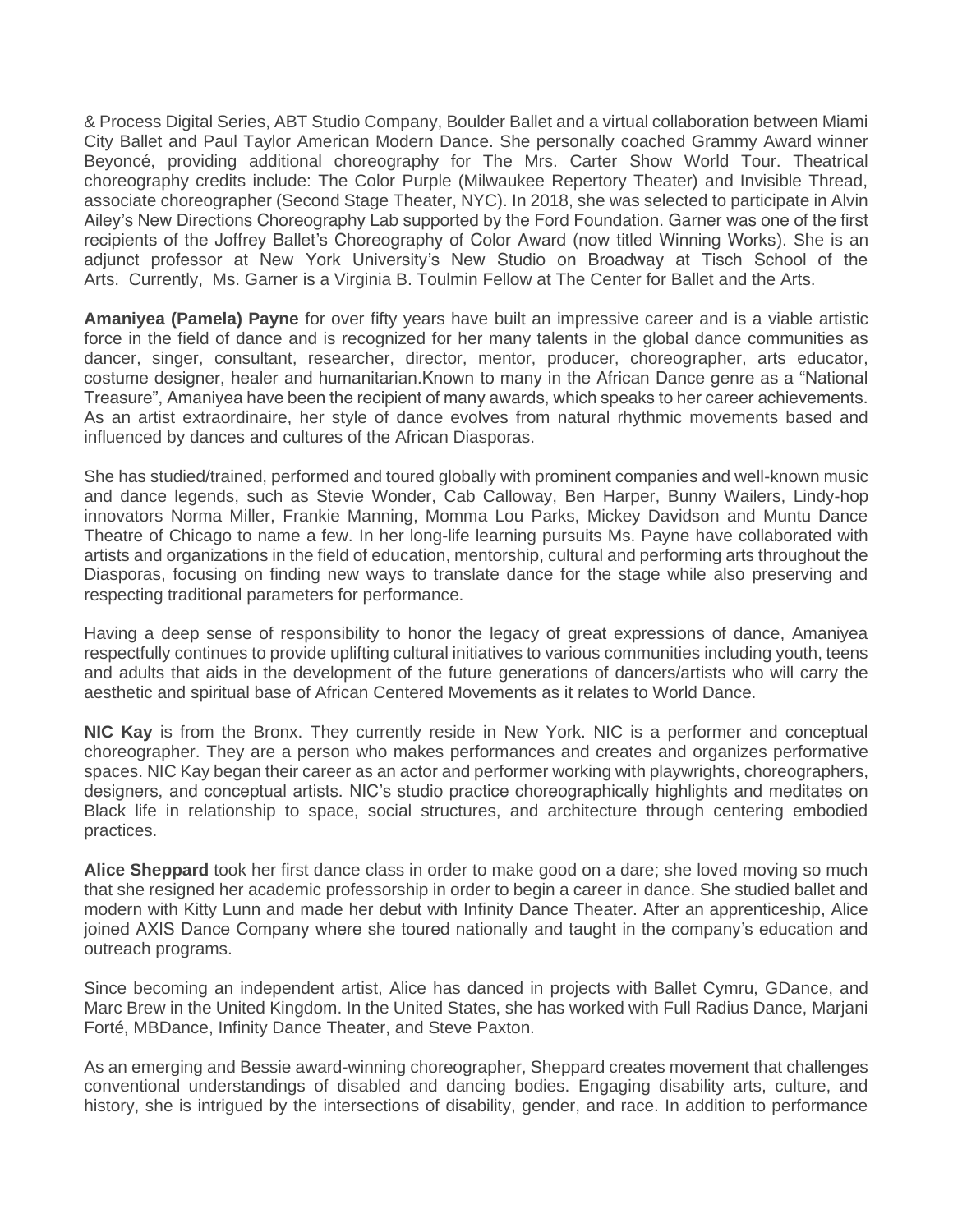& Process Digital Series, ABT Studio Company, Boulder Ballet and a virtual collaboration between Miami City Ballet and Paul Taylor American Modern Dance. She personally coached Grammy Award winner Beyoncé, providing additional choreography for The Mrs. Carter Show World Tour. Theatrical choreography credits include: The Color Purple (Milwaukee Repertory Theater) and Invisible Thread, associate choreographer (Second Stage Theater, NYC). In 2018, she was selected to participate in Alvin Ailey's New Directions Choreography Lab supported by the Ford Foundation. Garner was one of the first recipients of the Joffrey Ballet's Choreography of Color Award (now titled Winning Works). She is an adjunct professor at New York University's New Studio on Broadway at Tisch School of the Arts. Currently, Ms. Garner is a Virginia B. Toulmin Fellow at The Center for Ballet and the Arts.

**Amaniyea (Pamela) Payne** for over fifty years have built an impressive career and is a viable artistic force in the field of dance and is recognized for her many talents in the global dance communities as dancer, singer, consultant, researcher, director, mentor, producer, choreographer, arts educator, costume designer, healer and humanitarian.Known to many in the African Dance genre as a "National Treasure", Amaniyea have been the recipient of many awards, which speaks to her career achievements. As an artist extraordinaire, her style of dance evolves from natural rhythmic movements based and influenced by dances and cultures of the African Diasporas.

She has studied/trained, performed and toured globally with prominent companies and well-known music and dance legends, such as Stevie Wonder, Cab Calloway, Ben Harper, Bunny Wailers, Lindy-hop innovators Norma Miller, Frankie Manning, Momma Lou Parks, Mickey Davidson and Muntu Dance Theatre of Chicago to name a few. In her long-life learning pursuits Ms. Payne have collaborated with artists and organizations in the field of education, mentorship, cultural and performing arts throughout the Diasporas, focusing on finding new ways to translate dance for the stage while also preserving and respecting traditional parameters for performance.

Having a deep sense of responsibility to honor the legacy of great expressions of dance, Amaniyea respectfully continues to provide uplifting cultural initiatives to various communities including youth, teens and adults that aids in the development of the future generations of dancers/artists who will carry the aesthetic and spiritual base of African Centered Movements as it relates to World Dance.

**NIC Kay** is from the Bronx. They currently reside in New York. NIC is a performer and conceptual choreographer. They are a person who makes performances and creates and organizes performative spaces. NIC Kay began their career as an actor and performer working with playwrights, choreographers, designers, and conceptual artists. NIC's studio practice choreographically highlights and meditates on Black life in relationship to space, social structures, and architecture through centering embodied practices.

**Alice Sheppard** took her first dance class in order to make good on a dare; she loved moving so much that she resigned her academic professorship in order to begin a career in dance. She studied ballet and modern with Kitty Lunn and made her debut with Infinity Dance Theater. After an apprenticeship, Alice joined AXIS Dance Company where she toured nationally and taught in the company's education and outreach programs.

Since becoming an independent artist, Alice has danced in projects with Ballet Cymru, GDance, and Marc Brew in the United Kingdom. In the United States, she has worked with Full Radius Dance, Marjani Forté, MBDance, Infinity Dance Theater, and Steve Paxton.

As an emerging and Bessie award-winning choreographer, Sheppard creates movement that challenges conventional understandings of disabled and dancing bodies. Engaging disability arts, culture, and history, she is intrigued by the intersections of disability, gender, and race. In addition to performance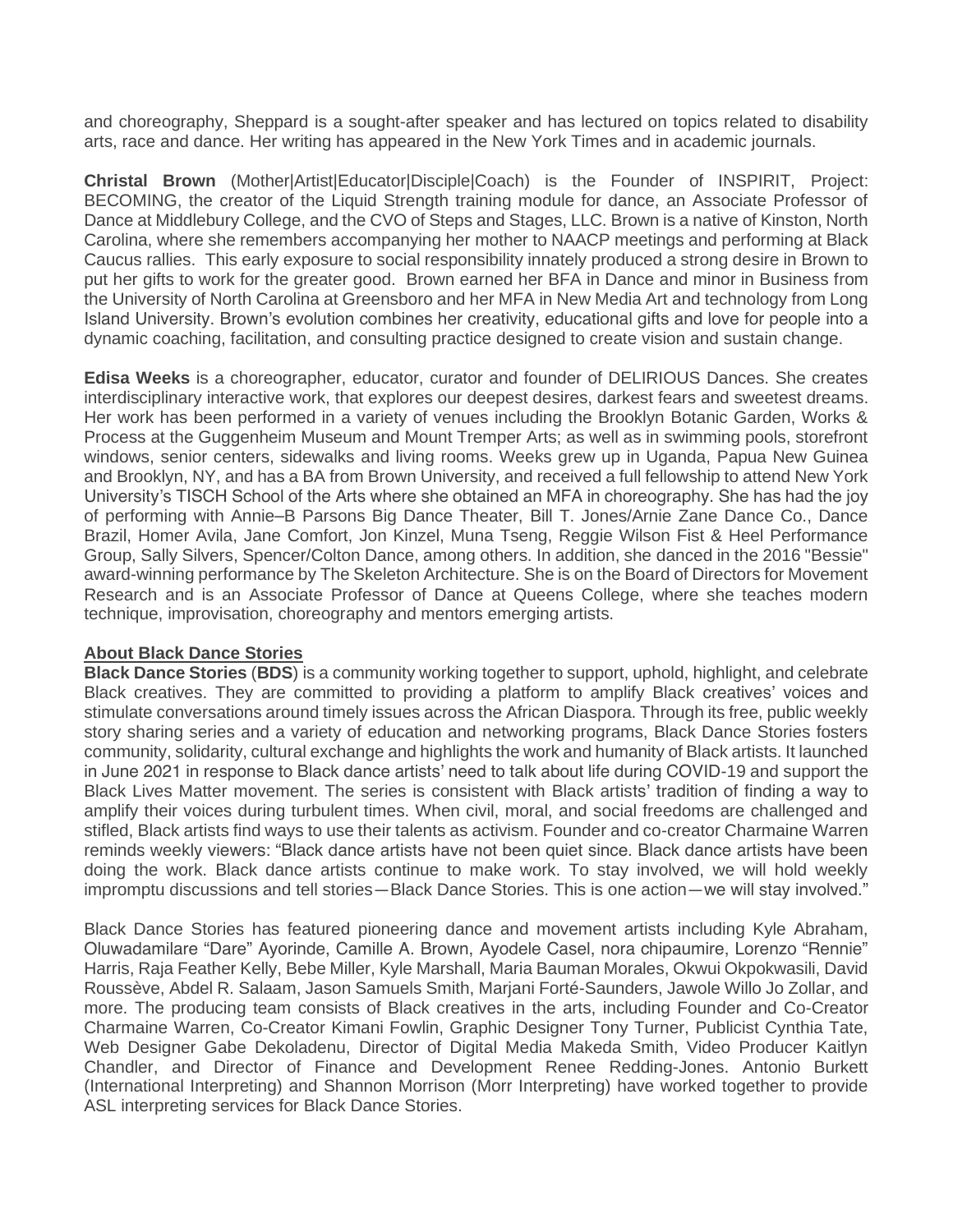and choreography, Sheppard is a sought-after speaker and has lectured on topics related to disability arts, race and dance. Her writing has appeared in the New York Times and in academic journals.

**Christal Brown** (Mother|Artist|Educator|Disciple|Coach) is the Founder of INSPIRIT, Project: BECOMING, the creator of the Liquid Strength training module for dance, an Associate Professor of Dance at Middlebury College, and the CVO of Steps and Stages, LLC. Brown is a native of Kinston, North Carolina, where she remembers accompanying her mother to NAACP meetings and performing at Black Caucus rallies. This early exposure to social responsibility innately produced a strong desire in Brown to put her gifts to work for the greater good. Brown earned her BFA in Dance and minor in Business from the University of North Carolina at Greensboro and her MFA in New Media Art and technology from Long Island University. Brown's evolution combines her creativity, educational gifts and love for people into a dynamic coaching, facilitation, and consulting practice designed to create vision and sustain change.

**Edisa Weeks** is a choreographer, educator, curator and founder of DELIRIOUS Dances. She creates interdisciplinary interactive work, that explores our deepest desires, darkest fears and sweetest dreams. Her work has been performed in a variety of venues including the Brooklyn Botanic Garden, Works & Process at the Guggenheim Museum and Mount Tremper Arts; as well as in swimming pools, storefront windows, senior centers, sidewalks and living rooms. Weeks grew up in Uganda, Papua New Guinea and Brooklyn, NY, and has a BA from Brown University, and received a full fellowship to attend New York University's TISCH School of the Arts where she obtained an MFA in choreography. She has had the joy of performing with Annie–B Parsons Big Dance Theater, Bill T. Jones/Arnie Zane Dance Co., Dance Brazil, Homer Avila, Jane Comfort, Jon Kinzel, Muna Tseng, Reggie Wilson Fist & Heel Performance Group, Sally Silvers, Spencer/Colton Dance, among others. In addition, she danced in the 2016 "Bessie" award-winning performance by The Skeleton Architecture. She is on the Board of Directors for Movement Research and is an Associate Professor of Dance at Queens College, where she teaches modern technique, improvisation, choreography and mentors emerging artists.

**About Black Dance Stories**

**Black Dance Stories** (**BDS**) is a community working together to support, uphold, highlight, and celebrate Black creatives. They are committed to providing a platform to amplify Black creatives' voices and stimulate conversations around timely issues across the African Diaspora. Through its free, public weekly story sharing series and a variety of education and networking programs, Black Dance Stories fosters community, solidarity, cultural exchange and highlights the work and humanity of Black artists. It launched in June 2021 in response to Black dance artists' need to talk about life during COVID-19 and support the Black Lives Matter movement. The series is consistent with Black artists' tradition of finding a way to amplify their voices during turbulent times. When civil, moral, and social freedoms are challenged and stifled, Black artists find ways to use their talents as activism. Founder and co-creator Charmaine Warren reminds weekly viewers: "Black dance artists have not been quiet since. Black dance artists have been doing the work. Black dance artists continue to make work. To stay involved, we will hold weekly impromptu discussions and tell stories—Black Dance Stories. This is one action—we will stay involved."

Black Dance Stories has featured pioneering dance and movement artists including Kyle Abraham, Oluwadamilare "Dare" Ayorinde, Camille A. Brown, Ayodele Casel, nora chipaumire, Lorenzo "Rennie" Harris, Raja Feather Kelly, Bebe Miller, Kyle Marshall, Maria Bauman Morales, Okwui Okpokwasili, David Roussève, Abdel R. Salaam, Jason Samuels Smith, Marjani Forté-Saunders, Jawole Willo Jo Zollar, and more. The producing team consists of Black creatives in the arts, including Founder and Co-Creator Charmaine Warren, Co-Creator Kimani Fowlin, Graphic Designer Tony Turner, Publicist Cynthia Tate, Web Designer Gabe Dekoladenu, Director of Digital Media Makeda Smith, Video Producer Kaitlyn Chandler, and Director of Finance and Development Renee Redding-Jones. Antonio Burkett (International Interpreting) and Shannon Morrison (Morr Interpreting) have worked together to provide ASL interpreting services for Black Dance Stories.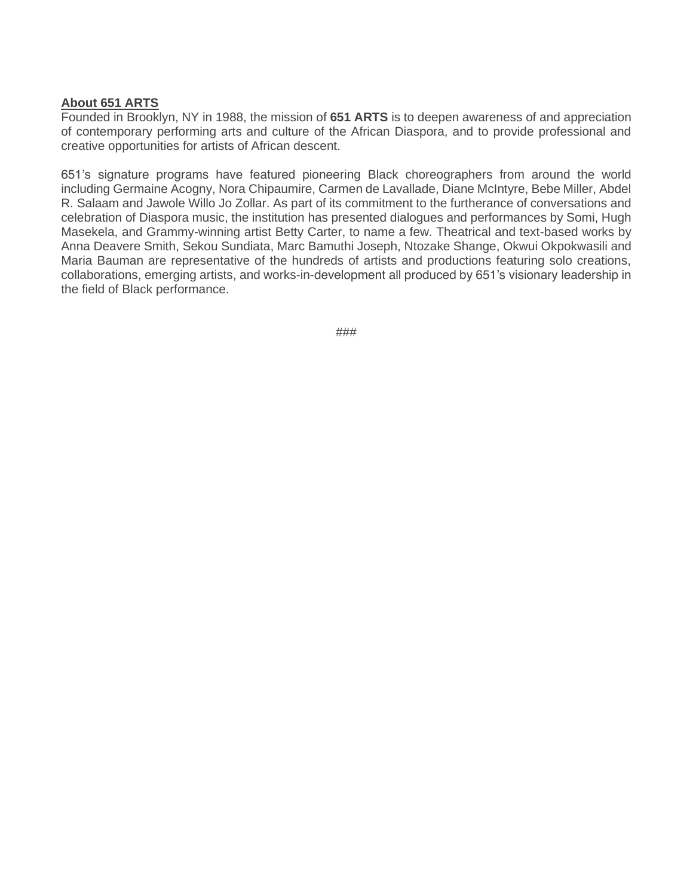**About 651 ARTS**

Founded in Brooklyn, NY in 1988, the mission of **651 ARTS** is to deepen awareness of and appreciation of contemporary performing arts and culture of the African Diaspora, and to provide professional and creative opportunities for artists of African descent.

651's signature programs have featured pioneering Black choreographers from around the world including Germaine Acogny, Nora Chipaumire, Carmen de Lavallade, Diane McIntyre, Bebe Miller, Abdel R. Salaam and Jawole Willo Jo Zollar. As part of its commitment to the furtherance of conversations and celebration of Diaspora music, the institution has presented dialogues and performances by Somi, Hugh Masekela, and Grammy-winning artist Betty Carter, to name a few. Theatrical and text-based works by Anna Deavere Smith, Sekou Sundiata, Marc Bamuthi Joseph, Ntozake Shange, Okwui Okpokwasili and Maria Bauman are representative of the hundreds of artists and productions featuring solo creations, collaborations, emerging artists, and works-in-development all produced by 651's visionary leadership in the field of Black performance.

###